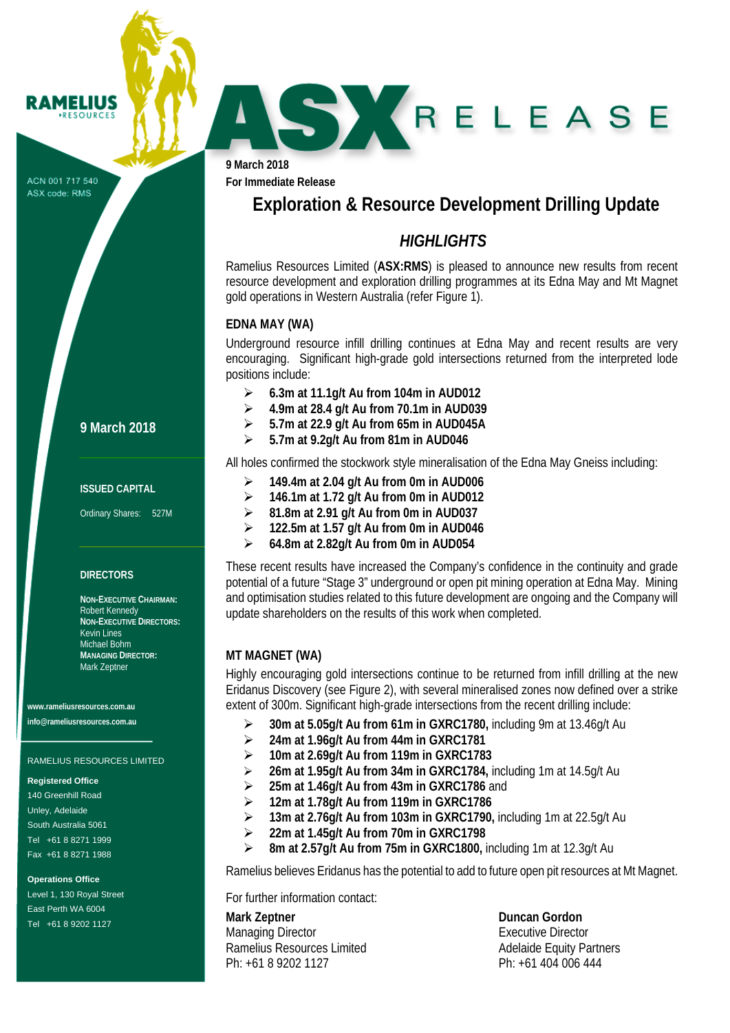**RAMELIUS RESOURCES**

ACN 001 717 540
ASX code: RMS

# ASX RELEASE

9 March 2018
For Immediate Release

# Exploration & Resource Development Drilling Update

## *HIGHLIGHTS*

Ramelius Resources Limited (**ASX:RMS**) is pleased to announce new results from recent resource development and exploration drilling programmes at its Edna May and Mt Magnet gold operations in Western Australia (refer Figure 1).

### EDNA MAY (WA)

Underground resource infill drilling continues at Edna May and recent results are very encouraging. Significant high-grade gold intersections returned from the interpreted lode positions include:

- **6.3m at 11.1g/t Au from 104m in AUD012**
- **4.9m at 28.4 g/t Au from 70.1m in AUD039**
- **5.7m at 22.9 g/t Au from 65m in AUD045A**
- **5.7m at 9.2g/t Au from 81m in AUD046**

All holes confirmed the stockwork style mineralisation of the Edna May Gneiss including:

- **149.4m at 2.04 g/t Au from 0m in AUD006**
- **146.1m at 1.72 g/t Au from 0m in AUD012**
- **81.8m at 2.91 g/t Au from 0m in AUD037**
- **122.5m at 1.57 g/t Au from 0m in AUD046**
- **64.8m at 2.82g/t Au from 0m in AUD054**

These recent results have increased the Company's confidence in the continuity and grade potential of a future "Stage 3" underground or open pit mining operation at Edna May. Mining and optimisation studies related to this future development are ongoing and the Company will update shareholders on the results of this work when completed.

### MT MAGNET (WA)

Highly encouraging gold intersections continue to be returned from infill drilling at the new Eridanus Discovery (see Figure 2), with several mineralised zones now defined over a strike extent of 300m. Significant high-grade intersections from the recent drilling include:

- **30m at 5.05g/t Au from 61m in GXRC1780,** including 9m at 13.46g/t Au
- **24m at 1.96g/t Au from 44m in GXRC1781**
- **10m at 2.69g/t Au from 119m in GXRC1783**
- **26m at 1.95g/t Au from 34m in GXRC1784,** including 1m at 14.5g/t Au
- **25m at 1.46g/t Au from 43m in GXRC1786** and
- **12m at 1.78g/t Au from 119m in GXRC1786**
- **13m at 2.76g/t Au from 103m in GXRC1790,** including 1m at 22.5g/t Au
- **22m at 1.45g/t Au from 70m in GXRC1798**
- **8m at 2.57g/t Au from 75m in GXRC1800,** including 1m at 12.3g/t Au

Ramelius believes Eridanus has the potential to add to future open pit resources at Mt Magnet.

For further information contact:

**Mark Zeptner**
Managing Director
Ramelius Resources Limited
Ph: +61 8 9202 1127

**Duncan Gordon**
Executive Director
Adelaide Equity Partners
Ph: +61 404 006 444

---

**9 March 2018**

**ISSUED CAPITAL**

Ordinary Shares: 527M

**DIRECTORS**

**NON-EXECUTIVE CHAIRMAN:**
Robert Kennedy
**NON-EXECUTIVE DIRECTORS:**
Kevin Lines
Michael Bohm
**MANAGING DIRECTOR:**
Mark Zeptner

**www.rameliusresources.com.au**
**info@rameliusresources.com.au**

RAMELIUS RESOURCES LIMITED

**Registered Office**
140 Greenhill Road
Unley, Adelaide
South Australia 5061
Tel +61 8 8271 1999
Fax +61 8 8271 1988

**Operations Office**
Level 1, 130 Royal Street
East Perth WA 6004
Tel +61 8 9202 1127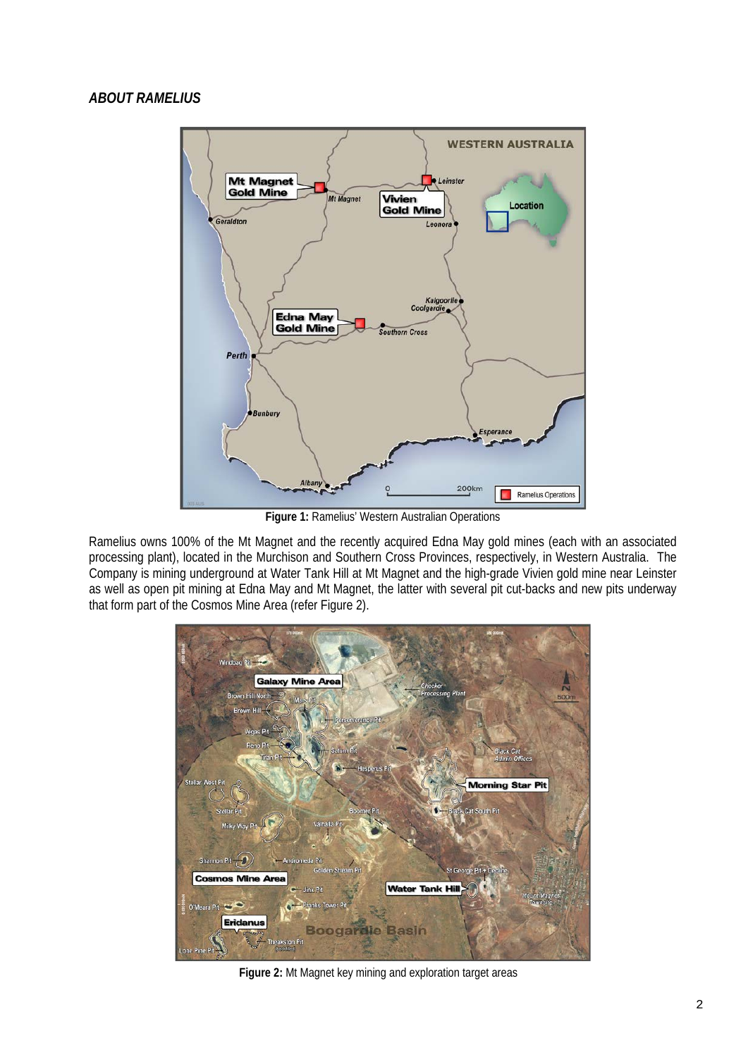*ABOUT RAMELIUS*

**Figure 1:** Ramelius' Western Australian Operations

Ramelius owns 100% of the Mt Magnet and the recently acquired Edna May gold mines (each with an associated processing plant), located in the Murchison and Southern Cross Provinces, respectively, in Western Australia. The Company is mining underground at Water Tank Hill at Mt Magnet and the high-grade Vivien gold mine near Leinster as well as open pit mining at Edna May and Mt Magnet, the latter with several pit cut-backs and new pits underway that form part of the Cosmos Mine Area (refer Figure 2).

**Figure 2:** Mt Magnet key mining and exploration target areas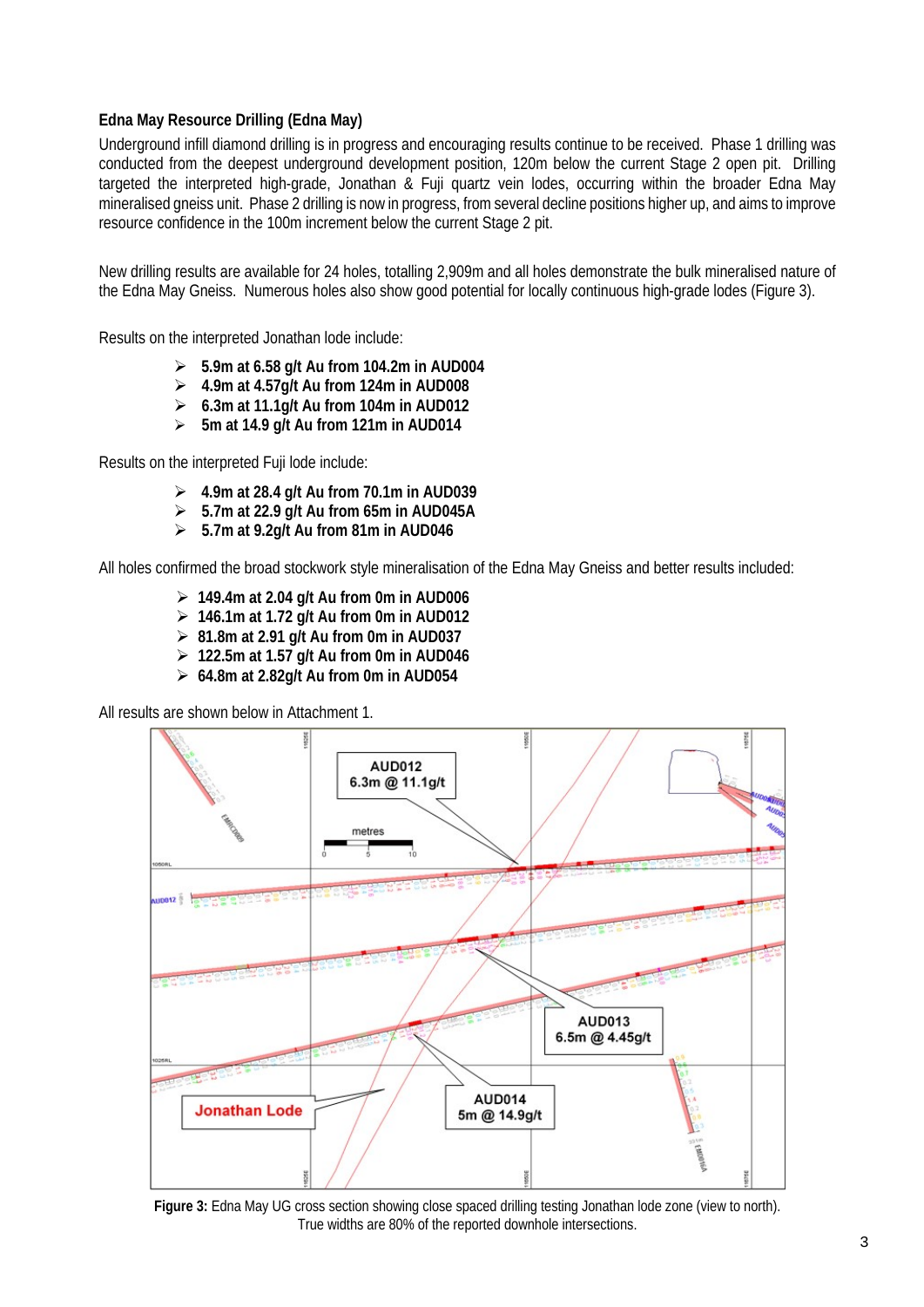### Edna May Resource Drilling (Edna May)

Underground infill diamond drilling is in progress and encouraging results continue to be received. Phase 1 drilling was conducted from the deepest underground development position, 120m below the current Stage 2 open pit. Drilling targeted the interpreted high-grade, Jonathan & Fuji quartz vein lodes, occurring within the broader Edna May mineralised gneiss unit. Phase 2 drilling is now in progress, from several decline positions higher up, and aims to improve resource confidence in the 100m increment below the current Stage 2 pit.

New drilling results are available for 24 holes, totalling 2,909m and all holes demonstrate the bulk mineralised nature of the Edna May Gneiss. Numerous holes also show good potential for locally continuous high-grade lodes (Figure 3).

Results on the interpreted Jonathan lode include:

- **5.9m at 6.58 g/t Au from 104.2m in AUD004**
- **4.9m at 4.57g/t Au from 124m in AUD008**
- **6.3m at 11.1g/t Au from 104m in AUD012**
- **5m at 14.9 g/t Au from 121m in AUD014**

Results on the interpreted Fuji lode include:

- **4.9m at 28.4 g/t Au from 70.1m in AUD039**
- **5.7m at 22.9 g/t Au from 65m in AUD045A**
- **5.7m at 9.2g/t Au from 81m in AUD046**

All holes confirmed the broad stockwork style mineralisation of the Edna May Gneiss and better results included:

- **149.4m at 2.04 g/t Au from 0m in AUD006**
- **146.1m at 1.72 g/t Au from 0m in AUD012**
- **81.8m at 2.91 g/t Au from 0m in AUD037**
- **122.5m at 1.57 g/t Au from 0m in AUD046**
- **64.8m at 2.82g/t Au from 0m in AUD054**

All results are shown below in Attachment 1.

**Figure 3:** Edna May UG cross section showing close spaced drilling testing Jonathan lode zone (view to north). True widths are 80% of the reported downhole intersections.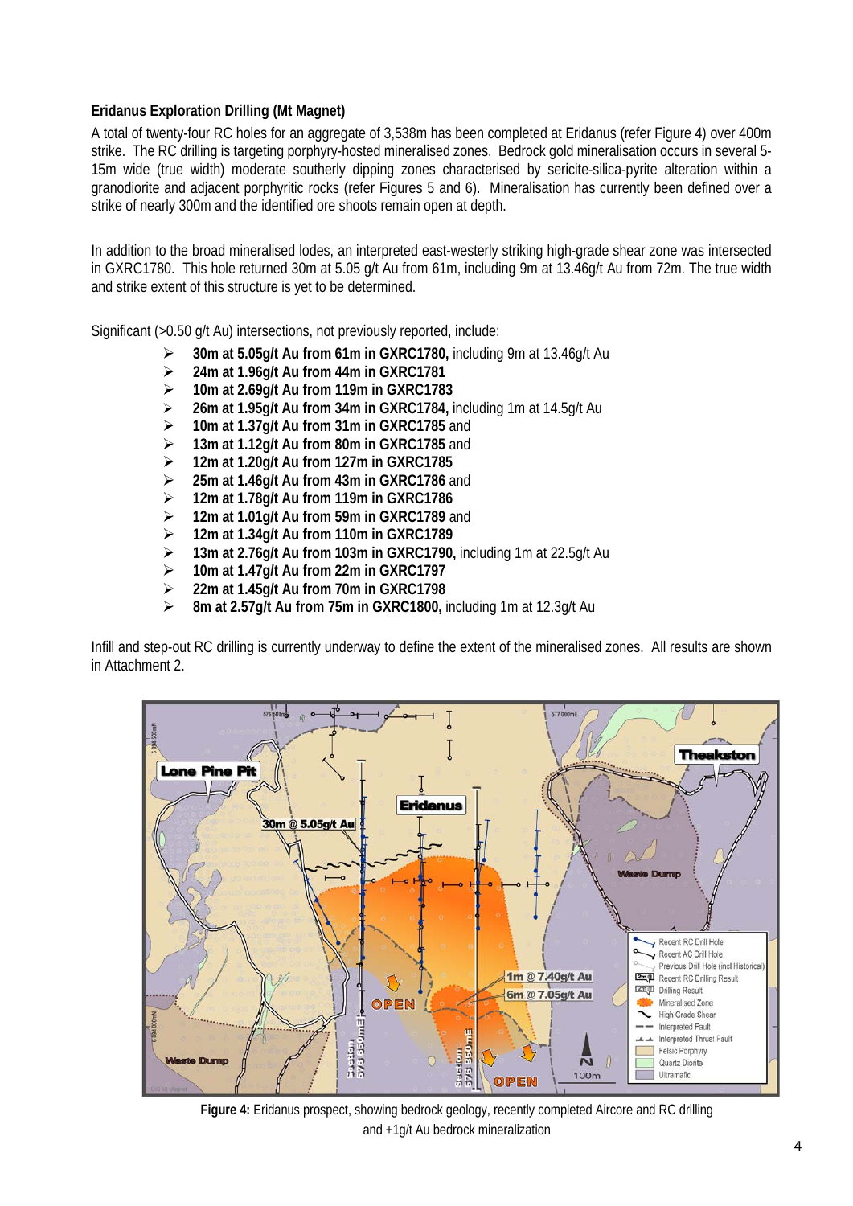**Eridanus Exploration Drilling (Mt Magnet)**

A total of twenty-four RC holes for an aggregate of 3,538m has been completed at Eridanus (refer Figure 4) over 400m strike. The RC drilling is targeting porphyry-hosted mineralised zones. Bedrock gold mineralisation occurs in several 5-15m wide (true width) moderate southerly dipping zones characterised by sericite-silica-pyrite alteration within a granodiorite and adjacent porphyritic rocks (refer Figures 5 and 6). Mineralisation has currently been defined over a strike of nearly 300m and the identified ore shoots remain open at depth.

In addition to the broad mineralised lodes, an interpreted east-westerly striking high-grade shear zone was intersected in GXRC1780. This hole returned 30m at 5.05 g/t Au from 61m, including 9m at 13.46g/t Au from 72m. The true width and strike extent of this structure is yet to be determined.

Significant (>0.50 g/t Au) intersections, not previously reported, include:

- **30m at 5.05g/t Au from 61m in GXRC1780,** including 9m at 13.46g/t Au
- **24m at 1.96g/t Au from 44m in GXRC1781**
- **10m at 2.69g/t Au from 119m in GXRC1783**
- **26m at 1.95g/t Au from 34m in GXRC1784,** including 1m at 14.5g/t Au
- **10m at 1.37g/t Au from 31m in GXRC1785** and
- **13m at 1.12g/t Au from 80m in GXRC1785** and
- **12m at 1.20g/t Au from 127m in GXRC1785**
- **25m at 1.46g/t Au from 43m in GXRC1786** and
- **12m at 1.78g/t Au from 119m in GXRC1786**
- **12m at 1.01g/t Au from 59m in GXRC1789** and
- **12m at 1.34g/t Au from 110m in GXRC1789**
- **13m at 2.76g/t Au from 103m in GXRC1790,** including 1m at 22.5g/t Au
- **10m at 1.47g/t Au from 22m in GXRC1797**
- **22m at 1.45g/t Au from 70m in GXRC1798**
- **8m at 2.57g/t Au from 75m in GXRC1800,** including 1m at 12.3g/t Au

Infill and step-out RC drilling is currently underway to define the extent of the mineralised zones. All results are shown in Attachment 2.

**Figure 4:** Eridanus prospect, showing bedrock geology, recently completed Aircore and RC drilling and +1g/t Au bedrock mineralization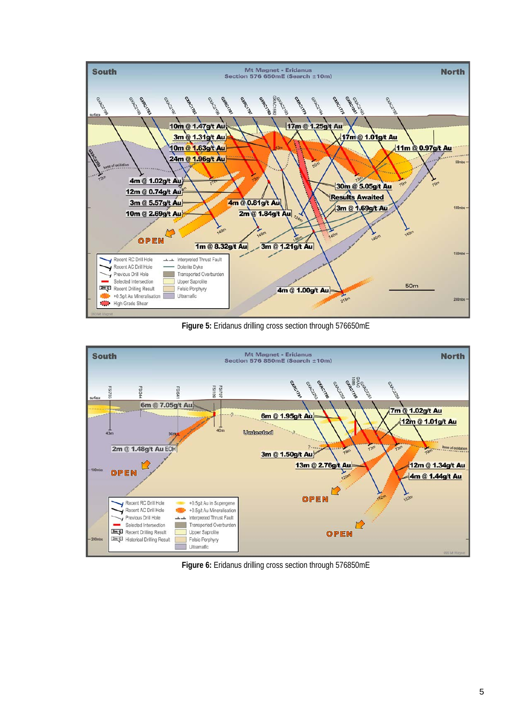**Figure 5:** Eridanus drilling cross section through 576650mE

**Figure 6:** Eridanus drilling cross section through 576850mE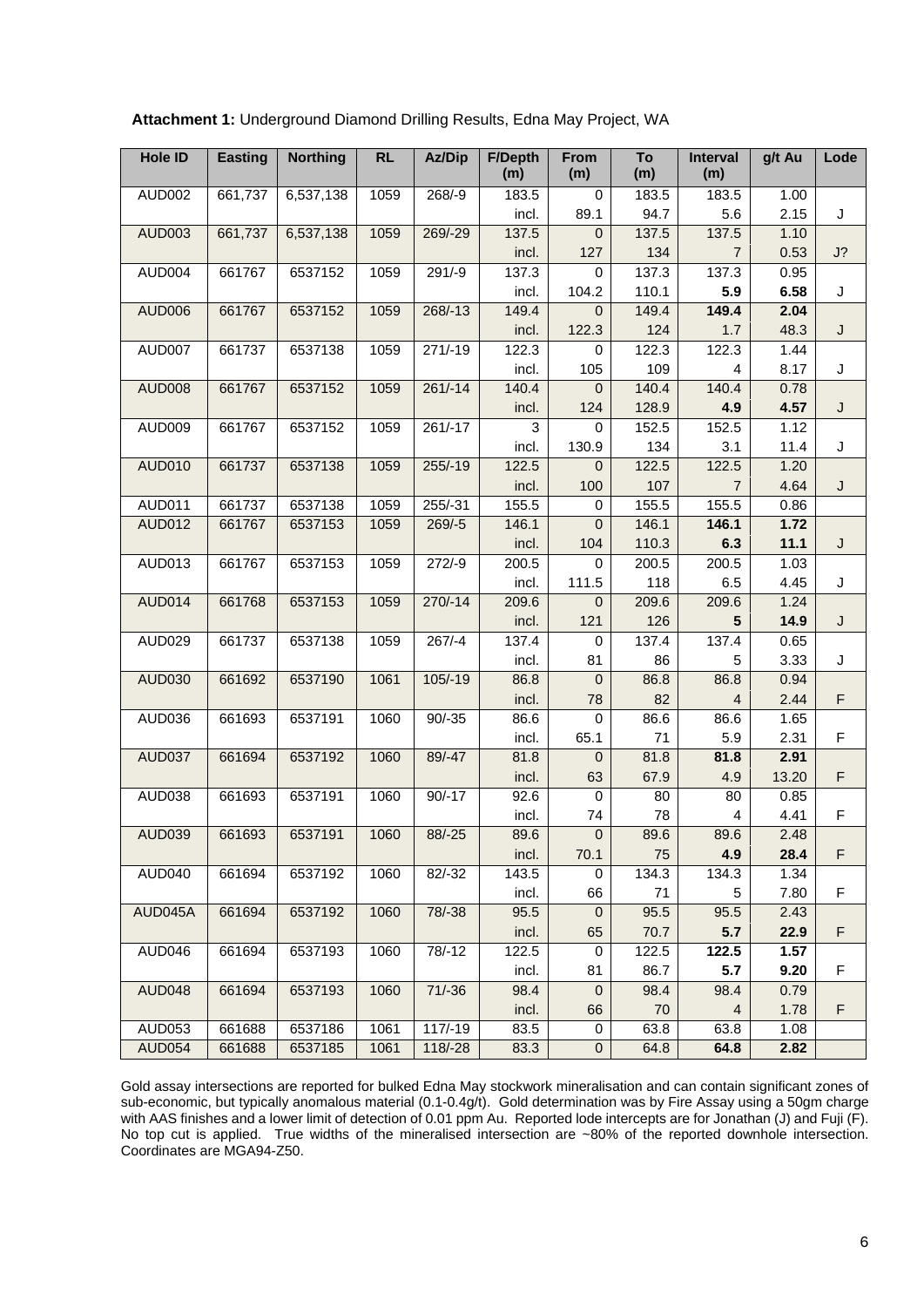**Attachment 1:** Underground Diamond Drilling Results, Edna May Project, WA

| Hole ID | Easting | Northing | RL | Az/Dip | F/Depth (m) | From (m) | To (m) | Interval (m) | g/t Au | Lode |
|---|---|---|---|---|---|---|---|---|---|---|
| AUD002 | 661,737 | 6,537,138 | 1059 | 268/-9 | 183.5 | 0 | 183.5 | 183.5 | 1.00 | |
| | | | | | incl. | 89.1 | 94.7 | 5.6 | 2.15 | J |
| AUD003 | 661,737 | 6,537,138 | 1059 | 269/-29 | 137.5 | 0 | 137.5 | 137.5 | 1.10 | |
| | | | | | incl. | 127 | 134 | 7 | 0.53 | J? |
| AUD004 | 661767 | 6537152 | 1059 | 291/-9 | 137.3 | 0 | 137.3 | 137.3 | 0.95 | |
| | | | | | incl. | 104.2 | 110.1 | **5.9** | **6.58** | J |
| AUD006 | 661767 | 6537152 | 1059 | 268/-13 | 149.4 | 0 | 149.4 | **149.4** | **2.04** | |
| | | | | | incl. | 122.3 | 124 | 1.7 | 48.3 | J |
| AUD007 | 661737 | 6537138 | 1059 | 271/-19 | 122.3 | 0 | 122.3 | 122.3 | 1.44 | |
| | | | | | incl. | 105 | 109 | 4 | 8.17 | J |
| AUD008 | 661767 | 6537152 | 1059 | 261/-14 | 140.4 | 0 | 140.4 | 140.4 | 0.78 | |
| | | | | | incl. | 124 | 128.9 | **4.9** | **4.57** | J |
| AUD009 | 661767 | 6537152 | 1059 | 261/-17 | 3 | 0 | 152.5 | 152.5 | 1.12 | |
| | | | | | incl. | 130.9 | 134 | 3.1 | 11.4 | J |
| AUD010 | 661737 | 6537138 | 1059 | 255/-19 | 122.5 | 0 | 122.5 | 122.5 | 1.20 | |
| | | | | | incl. | 100 | 107 | 7 | 4.64 | J |
| AUD011 | 661737 | 6537138 | 1059 | 255/-31 | 155.5 | 0 | 155.5 | 155.5 | 0.86 | |
| AUD012 | 661767 | 6537153 | 1059 | 269/-5 | 146.1 | 0 | 146.1 | **146.1** | **1.72** | |
| | | | | | incl. | 104 | 110.3 | **6.3** | **11.1** | J |
| AUD013 | 661767 | 6537153 | 1059 | 272/-9 | 200.5 | 0 | 200.5 | 200.5 | 1.03 | |
| | | | | | incl. | 111.5 | 118 | 6.5 | 4.45 | J |
| AUD014 | 661768 | 6537153 | 1059 | 270/-14 | 209.6 | 0 | 209.6 | 209.6 | 1.24 | |
| | | | | | incl. | 121 | 126 | **5** | **14.9** | J |
| AUD029 | 661737 | 6537138 | 1059 | 267/-4 | 137.4 | 0 | 137.4 | 137.4 | 0.65 | |
| | | | | | incl. | 81 | 86 | 5 | 3.33 | J |
| AUD030 | 661692 | 6537190 | 1061 | 105/-19 | 86.8 | 0 | 86.8 | 86.8 | 0.94 | |
| | | | | | incl. | 78 | 82 | 4 | 2.44 | F |
| AUD036 | 661693 | 6537191 | 1060 | 90/-35 | 86.6 | 0 | 86.6 | 86.6 | 1.65 | |
| | | | | | incl. | 65.1 | 71 | 5.9 | 2.31 | F |
| AUD037 | 661694 | 6537192 | 1060 | 89/-47 | 81.8 | 0 | 81.8 | **81.8** | **2.91** | |
| | | | | | incl. | 63 | 67.9 | 4.9 | 13.20 | F |
| AUD038 | 661693 | 6537191 | 1060 | 90/-17 | 92.6 | 0 | 80 | 80 | 0.85 | |
| | | | | | incl. | 74 | 78 | 4 | 4.41 | F |
| AUD039 | 661693 | 6537191 | 1060 | 88/-25 | 89.6 | 0 | 89.6 | 89.6 | 2.48 | |
| | | | | | incl. | 70.1 | 75 | **4.9** | **28.4** | F |
| AUD040 | 661694 | 6537192 | 1060 | 82/-32 | 143.5 | 0 | 134.3 | 134.3 | 1.34 | |
| | | | | | incl. | 66 | 71 | 5 | 7.80 | F |
| AUD045A | 661694 | 6537192 | 1060 | 78/-38 | 95.5 | 0 | 95.5 | 95.5 | 2.43 | |
| | | | | | incl. | 65 | 70.7 | **5.7** | **22.9** | F |
| AUD046 | 661694 | 6537193 | 1060 | 78/-12 | 122.5 | 0 | 122.5 | **122.5** | **1.57** | |
| | | | | | incl. | 81 | 86.7 | **5.7** | **9.20** | F |
| AUD048 | 661694 | 6537193 | 1060 | 71/-36 | 98.4 | 0 | 98.4 | 98.4 | 0.79 | |
| | | | | | incl. | 66 | 70 | 4 | 1.78 | F |
| AUD053 | 661688 | 6537186 | 1061 | 117/-19 | 83.5 | 0 | 63.8 | 63.8 | 1.08 | |
| AUD054 | 661688 | 6537185 | 1061 | 118/-28 | 83.3 | 0 | 64.8 | **64.8** | **2.82** | |

Gold assay intersections are reported for bulked Edna May stockwork mineralisation and can contain significant zones of sub-economic, but typically anomalous material (0.1-0.4g/t). Gold determination was by Fire Assay using a 50gm charge with AAS finishes and a lower limit of detection of 0.01 ppm Au. Reported lode intercepts are for Jonathan (J) and Fuji (F). No top cut is applied. True widths of the mineralised intersection are ~80% of the reported downhole intersection. Coordinates are MGA94-Z50.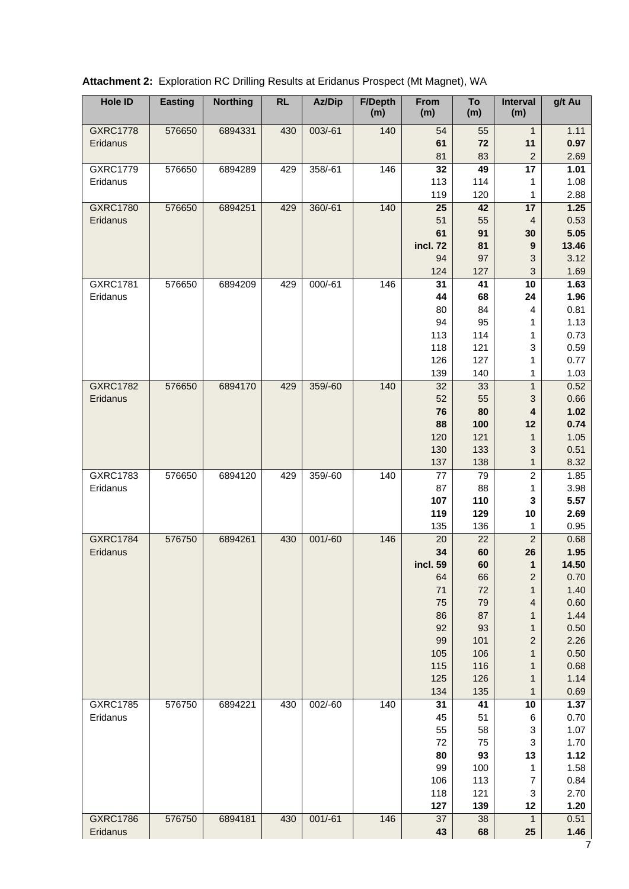**Attachment 2:** Exploration RC Drilling Results at Eridanus Prospect (Mt Magnet), WA

| Hole ID | Easting | Northing | RL | Az/Dip | F/Depth (m) | From (m) | To (m) | Interval (m) | g/t Au |
|---|---|---|---|---|---|---|---|---|---|
| GXRC1778 Eridanus | 576650 | 6894331 | 430 | 003/-61 | 140 | 54 | 55 | 1 | 1.11 |
| | | | | | | **61** | **72** | **11** | **0.97** |
| | | | | | | 81 | 83 | 2 | 2.69 |
| GXRC1779 Eridanus | 576650 | 6894289 | 429 | 358/-61 | 146 | **32** | **49** | **17** | **1.01** |
| | | | | | | 113 | 114 | 1 | 1.08 |
| | | | | | | 119 | 120 | 1 | 2.88 |
| GXRC1780 Eridanus | 576650 | 6894251 | 429 | 360/-61 | 140 | **25** | **42** | **17** | **1.25** |
| | | | | | | 51 | 55 | 4 | 0.53 |
| | | | | | | **61** | **91** | **30** | **5.05** |
| | | | | | | **incl. 72** | **81** | **9** | **13.46** |
| | | | | | | 94 | 97 | 3 | 3.12 |
| | | | | | | 124 | 127 | 3 | 1.69 |
| GXRC1781 Eridanus | 576650 | 6894209 | 429 | 000/-61 | 146 | **31** | **41** | **10** | **1.63** |
| | | | | | | **44** | **68** | **24** | **1.96** |
| | | | | | | 80 | 84 | 4 | 0.81 |
| | | | | | | 94 | 95 | 1 | 1.13 |
| | | | | | | 113 | 114 | 1 | 0.73 |
| | | | | | | 118 | 121 | 3 | 0.59 |
| | | | | | | 126 | 127 | 1 | 0.77 |
| | | | | | | 139 | 140 | 1 | 1.03 |
| GXRC1782 Eridanus | 576650 | 6894170 | 429 | 359/-60 | 140 | 32 | 33 | 1 | 0.52 |
| | | | | | | 52 | 55 | 3 | 0.66 |
| | | | | | | **76** | **80** | **4** | **1.02** |
| | | | | | | **88** | **100** | **12** | **0.74** |
| | | | | | | 120 | 121 | 1 | 1.05 |
| | | | | | | 130 | 133 | 3 | 0.51 |
| | | | | | | 137 | 138 | 1 | 8.32 |
| GXRC1783 Eridanus | 576650 | 6894120 | 429 | 359/-60 | 140 | 77 | 79 | 2 | 1.85 |
| | | | | | | 87 | 88 | 1 | 3.98 |
| | | | | | | **107** | **110** | **3** | **5.57** |
| | | | | | | **119** | **129** | **10** | **2.69** |
| | | | | | | 135 | 136 | 1 | 0.95 |
| GXRC1784 Eridanus | 576750 | 6894261 | 430 | 001/-60 | 146 | 20 | 22 | 2 | 0.68 |
| | | | | | | **34** | **60** | **26** | **1.95** |
| | | | | | | **incl. 59** | **60** | **1** | **14.50** |
| | | | | | | 64 | 66 | 2 | 0.70 |
| | | | | | | 71 | 72 | 1 | 1.40 |
| | | | | | | 75 | 79 | 4 | 0.60 |
| | | | | | | 86 | 87 | 1 | 1.44 |
| | | | | | | 92 | 93 | 1 | 0.50 |
| | | | | | | 99 | 101 | 2 | 2.26 |
| | | | | | | 105 | 106 | 1 | 0.50 |
| | | | | | | 115 | 116 | 1 | 0.68 |
| | | | | | | 125 | 126 | 1 | 1.14 |
| | | | | | | 134 | 135 | 1 | 0.69 |
| GXRC1785 Eridanus | 576750 | 6894221 | 430 | 002/-60 | 140 | **31** | **41** | **10** | **1.37** |
| | | | | | | 45 | 51 | 6 | 0.70 |
| | | | | | | 55 | 58 | 3 | 1.07 |
| | | | | | | 72 | 75 | 3 | 1.70 |
| | | | | | | **80** | **93** | **13** | **1.12** |
| | | | | | | 99 | 100 | 1 | 1.58 |
| | | | | | | 106 | 113 | 7 | 0.84 |
| | | | | | | 118 | 121 | 3 | 2.70 |
| | | | | | | **127** | **139** | **12** | **1.20** |
| GXRC1786 Eridanus | 576750 | 6894181 | 430 | 001/-61 | 146 | 37 | 38 | 1 | 0.51 |
| | | | | | | **43** | **68** | **25** | **1.46** |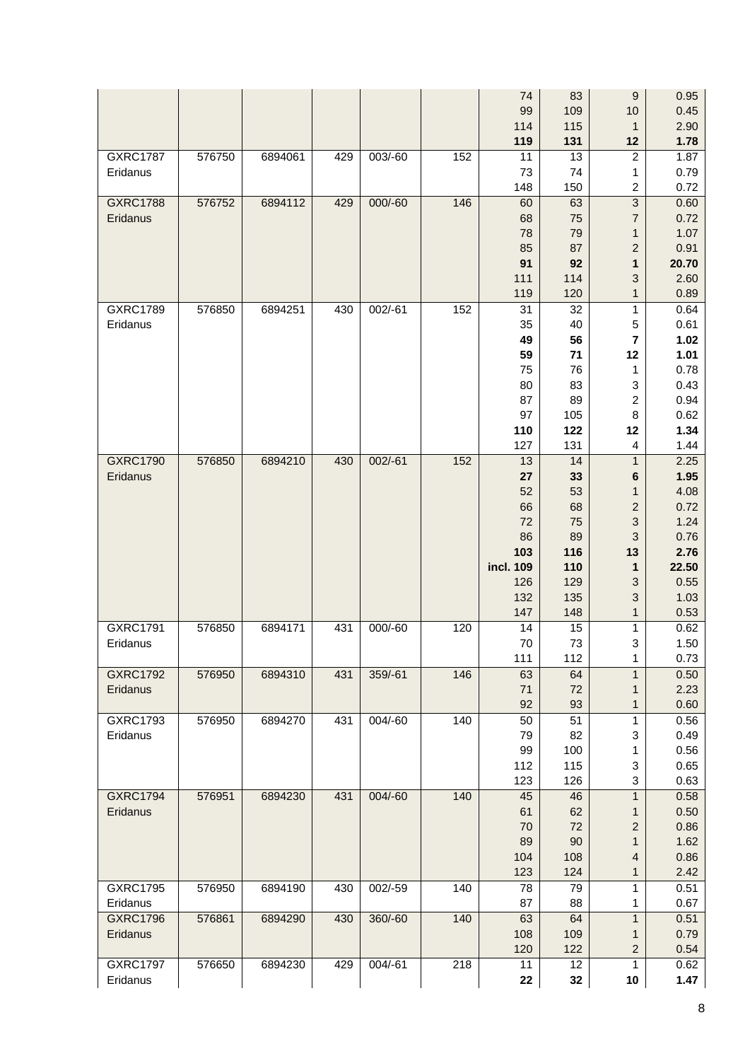| | | | | | | | | | |
|---|---|---|---|---|---|---|---|---|---|
| | | | | | | 74 | 83 | 9 | 0.95 |
| | | | | | | 99 | 109 | 10 | 0.45 |
| | | | | | | 114 | 115 | 1 | 2.90 |
| | | | | | | **119** | **131** | **12** | **1.78** |
| GXRC1787 Eridanus | 576750 | 6894061 | 429 | 003/-60 | 152 | 11 | 13 | 2 | 1.87 |
| | | | | | | 73 | 74 | 1 | 0.79 |
| | | | | | | 148 | 150 | 2 | 0.72 |
| GXRC1788 Eridanus | 576752 | 6894112 | 429 | 000/-60 | 146 | 60 | 63 | 3 | 0.60 |
| | | | | | | 68 | 75 | 7 | 0.72 |
| | | | | | | 78 | 79 | 1 | 1.07 |
| | | | | | | 85 | 87 | 2 | 0.91 |
| | | | | | | **91** | **92** | **1** | **20.70** |
| | | | | | | 111 | 114 | 3 | 2.60 |
| | | | | | | 119 | 120 | 1 | 0.89 |
| GXRC1789 Eridanus | 576850 | 6894251 | 430 | 002/-61 | 152 | 31 | 32 | 1 | 0.64 |
| | | | | | | 35 | 40 | 5 | 0.61 |
| | | | | | | **49** | **56** | **7** | **1.02** |
| | | | | | | **59** | **71** | **12** | **1.01** |
| | | | | | | 75 | 76 | 1 | 0.78 |
| | | | | | | 80 | 83 | 3 | 0.43 |
| | | | | | | 87 | 89 | 2 | 0.94 |
| | | | | | | 97 | 105 | 8 | 0.62 |
| | | | | | | **110** | **122** | **12** | **1.34** |
| | | | | | | 127 | 131 | 4 | 1.44 |
| GXRC1790 Eridanus | 576850 | 6894210 | 430 | 002/-61 | 152 | 13 | 14 | 1 | 2.25 |
| | | | | | | **27** | **33** | **6** | **1.95** |
| | | | | | | 52 | 53 | 1 | 4.08 |
| | | | | | | 66 | 68 | 2 | 0.72 |
| | | | | | | 72 | 75 | 3 | 1.24 |
| | | | | | | 86 | 89 | 3 | 0.76 |
| | | | | | | **103** | **116** | **13** | **2.76** |
| | | | | | | **incl. 109** | **110** | **1** | **22.50** |
| | | | | | | 126 | 129 | 3 | 0.55 |
| | | | | | | 132 | 135 | 3 | 1.03 |
| | | | | | | 147 | 148 | 1 | 0.53 |
| GXRC1791 Eridanus | 576850 | 6894171 | 431 | 000/-60 | 120 | 14 | 15 | 1 | 0.62 |
| | | | | | | 70 | 73 | 3 | 1.50 |
| | | | | | | 111 | 112 | 1 | 0.73 |
| GXRC1792 Eridanus | 576950 | 6894310 | 431 | 359/-61 | 146 | 63 | 64 | 1 | 0.50 |
| | | | | | | 71 | 72 | 1 | 2.23 |
| | | | | | | 92 | 93 | 1 | 0.60 |
| GXRC1793 Eridanus | 576950 | 6894270 | 431 | 004/-60 | 140 | 50 | 51 | 1 | 0.56 |
| | | | | | | 79 | 82 | 3 | 0.49 |
| | | | | | | 99 | 100 | 1 | 0.56 |
| | | | | | | 112 | 115 | 3 | 0.65 |
| | | | | | | 123 | 126 | 3 | 0.63 |
| GXRC1794 Eridanus | 576951 | 6894230 | 431 | 004/-60 | 140 | 45 | 46 | 1 | 0.58 |
| | | | | | | 61 | 62 | 1 | 0.50 |
| | | | | | | 70 | 72 | 2 | 0.86 |
| | | | | | | 89 | 90 | 1 | 1.62 |
| | | | | | | 104 | 108 | 4 | 0.86 |
| | | | | | | 123 | 124 | 1 | 2.42 |
| GXRC1795 Eridanus | 576950 | 6894190 | 430 | 002/-59 | 140 | 78 | 79 | 1 | 0.51 |
| | | | | | | 87 | 88 | 1 | 0.67 |
| GXRC1796 Eridanus | 576861 | 6894290 | 430 | 360/-60 | 140 | 63 | 64 | 1 | 0.51 |
| | | | | | | 108 | 109 | 1 | 0.79 |
| | | | | | | 120 | 122 | 2 | 0.54 |
| GXRC1797 Eridanus | 576650 | 6894230 | 429 | 004/-61 | 218 | 11 | 12 | 1 | 0.62 |
| | | | | | | **22** | **32** | **10** | **1.47** |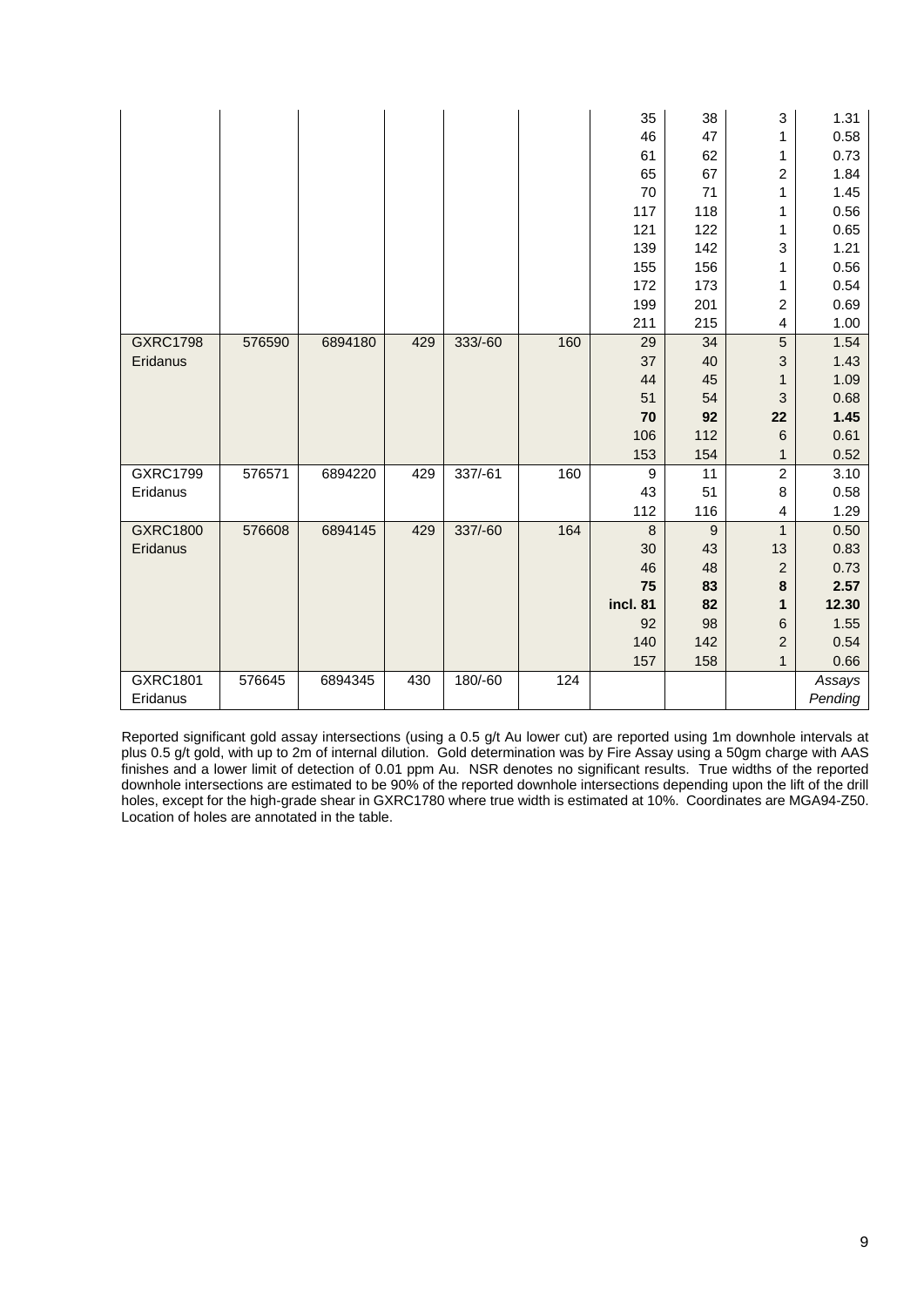| | | | | | | 35 | 38 | 3 | 1.31 |
|---|---|---|---|---|---|---|---|---|---|
| | | | | | | 46 | 47 | 1 | 0.58 |
| | | | | | | 61 | 62 | 1 | 0.73 |
| | | | | | | 65 | 67 | 2 | 1.84 |
| | | | | | | 70 | 71 | 1 | 1.45 |
| | | | | | | 117 | 118 | 1 | 0.56 |
| | | | | | | 121 | 122 | 1 | 0.65 |
| | | | | | | 139 | 142 | 3 | 1.21 |
| | | | | | | 155 | 156 | 1 | 0.56 |
| | | | | | | 172 | 173 | 1 | 0.54 |
| | | | | | | 199 | 201 | 2 | 0.69 |
| | | | | | | 211 | 215 | 4 | 1.00 |
| GXRC1798 Eridanus | 576590 | 6894180 | 429 | 333/-60 | 160 | 29 | 34 | 5 | 1.54 |
| | | | | | | 37 | 40 | 3 | 1.43 |
| | | | | | | 44 | 45 | 1 | 1.09 |
| | | | | | | 51 | 54 | 3 | 0.68 |
| | | | | | | **70** | **92** | **22** | **1.45** |
| | | | | | | 106 | 112 | 6 | 0.61 |
| | | | | | | 153 | 154 | 1 | 0.52 |
| GXRC1799 Eridanus | 576571 | 6894220 | 429 | 337/-61 | 160 | 9 | 11 | 2 | 3.10 |
| | | | | | | 43 | 51 | 8 | 0.58 |
| | | | | | | 112 | 116 | 4 | 1.29 |
| GXRC1800 Eridanus | 576608 | 6894145 | 429 | 337/-60 | 164 | 8 | 9 | 1 | 0.50 |
| | | | | | | 30 | 43 | 13 | 0.83 |
| | | | | | | 46 | 48 | 2 | 0.73 |
| | | | | | | **75** | **83** | **8** | **2.57** |
| | | | | | | **incl. 81** | **82** | **1** | **12.30** |
| | | | | | | 92 | 98 | 6 | 1.55 |
| | | | | | | 140 | 142 | 2 | 0.54 |
| | | | | | | 157 | 158 | 1 | 0.66 |
| GXRC1801 Eridanus | 576645 | 6894345 | 430 | 180/-60 | 124 | | | | *Assays Pending* |

Reported significant gold assay intersections (using a 0.5 g/t Au lower cut) are reported using 1m downhole intervals at plus 0.5 g/t gold, with up to 2m of internal dilution. Gold determination was by Fire Assay using a 50gm charge with AAS finishes and a lower limit of detection of 0.01 ppm Au. NSR denotes no significant results. True widths of the reported downhole intersections are estimated to be 90% of the reported downhole intersections depending upon the lift of the drill holes, except for the high-grade shear in GXRC1780 where true width is estimated at 10%. Coordinates are MGA94-Z50. Location of holes are annotated in the table.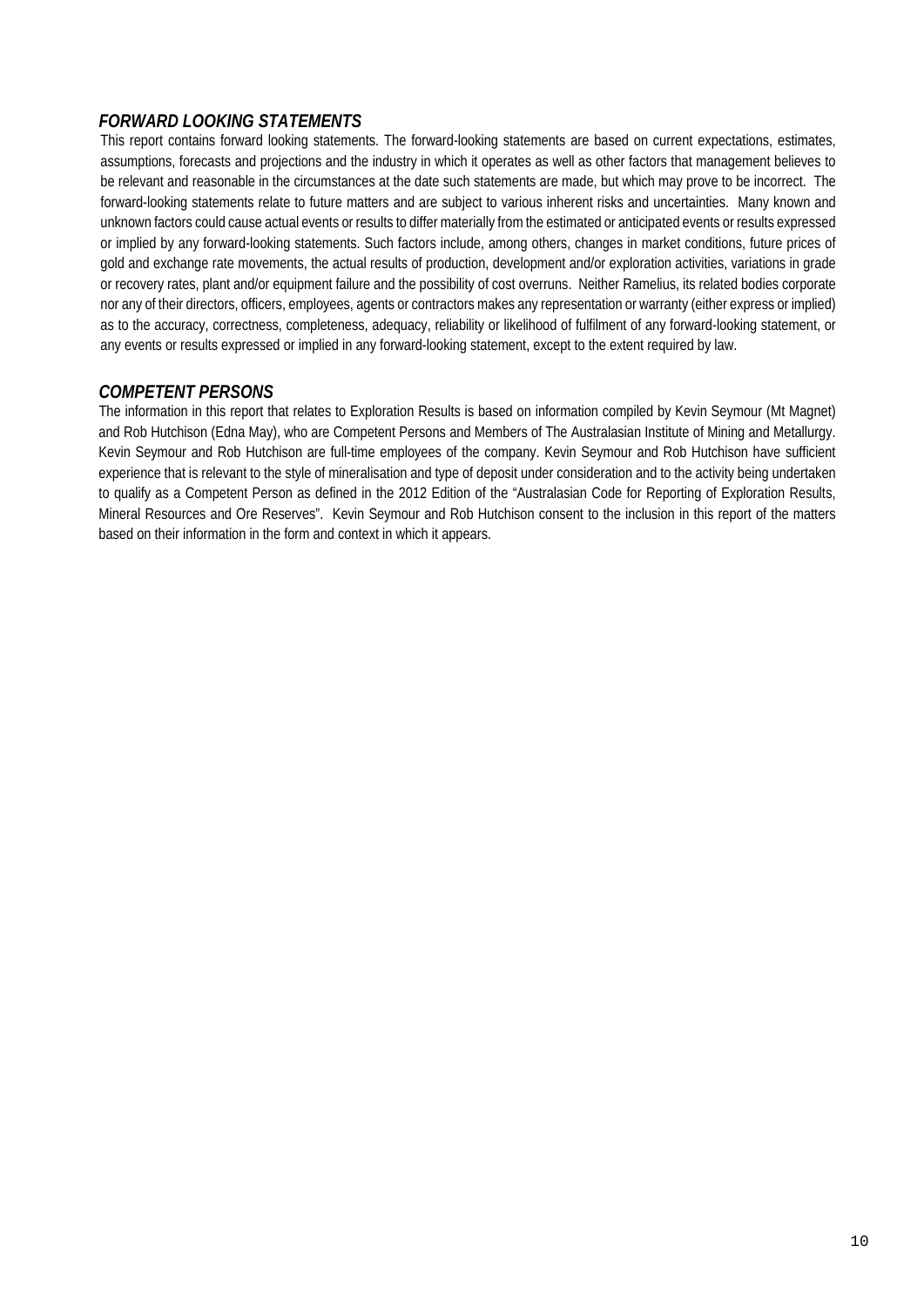## *FORWARD LOOKING STATEMENTS*

This report contains forward looking statements. The forward-looking statements are based on current expectations, estimates, assumptions, forecasts and projections and the industry in which it operates as well as other factors that management believes to be relevant and reasonable in the circumstances at the date such statements are made, but which may prove to be incorrect. The forward-looking statements relate to future matters and are subject to various inherent risks and uncertainties. Many known and unknown factors could cause actual events or results to differ materially from the estimated or anticipated events or results expressed or implied by any forward-looking statements. Such factors include, among others, changes in market conditions, future prices of gold and exchange rate movements, the actual results of production, development and/or exploration activities, variations in grade or recovery rates, plant and/or equipment failure and the possibility of cost overruns. Neither Ramelius, its related bodies corporate nor any of their directors, officers, employees, agents or contractors makes any representation or warranty (either express or implied) as to the accuracy, correctness, completeness, adequacy, reliability or likelihood of fulfilment of any forward-looking statement, or any events or results expressed or implied in any forward-looking statement, except to the extent required by law.

## *COMPETENT PERSONS*

The information in this report that relates to Exploration Results is based on information compiled by Kevin Seymour (Mt Magnet) and Rob Hutchison (Edna May), who are Competent Persons and Members of The Australasian Institute of Mining and Metallurgy. Kevin Seymour and Rob Hutchison are full-time employees of the company. Kevin Seymour and Rob Hutchison have sufficient experience that is relevant to the style of mineralisation and type of deposit under consideration and to the activity being undertaken to qualify as a Competent Person as defined in the 2012 Edition of the "Australasian Code for Reporting of Exploration Results, Mineral Resources and Ore Reserves". Kevin Seymour and Rob Hutchison consent to the inclusion in this report of the matters based on their information in the form and context in which it appears.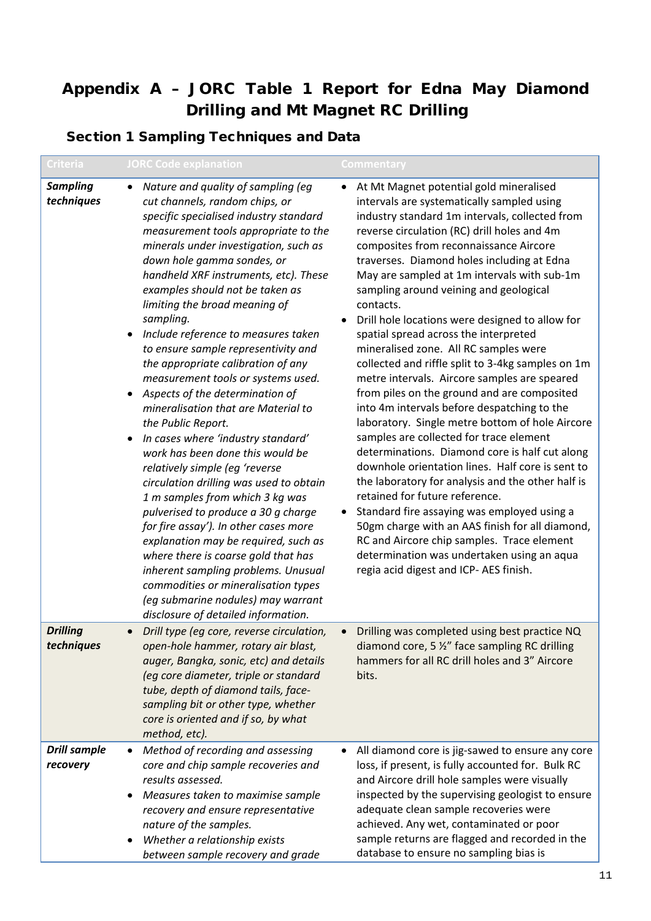# Appendix A – JORC Table 1 Report for Edna May Diamond Drilling and Mt Magnet RC Drilling

## Section 1 Sampling Techniques and Data

| Criteria | JORC Code explanation | Commentary |
|---|---|---|
| ***Sampling techniques*** | • *Nature and quality of sampling (eg cut channels, random chips, or specific specialised industry standard measurement tools appropriate to the minerals under investigation, such as down hole gamma sondes, or handheld XRF instruments, etc). These examples should not be taken as limiting the broad meaning of sampling.*<br>• *Include reference to measures taken to ensure sample representivity and the appropriate calibration of any measurement tools or systems used.*<br>• *Aspects of the determination of mineralisation that are Material to the Public Report.*<br>• *In cases where 'industry standard' work has been done this would be relatively simple (eg 'reverse circulation drilling was used to obtain 1 m samples from which 3 kg was pulverised to produce a 30 g charge for fire assay'). In other cases more explanation may be required, such as where there is coarse gold that has inherent sampling problems. Unusual commodities or mineralisation types (eg submarine nodules) may warrant disclosure of detailed information.* | • At Mt Magnet potential gold mineralised intervals are systematically sampled using industry standard 1m intervals, collected from reverse circulation (RC) drill holes and 4m composites from reconnaissance Aircore traverses. Diamond holes including at Edna May are sampled at 1m intervals with sub-1m sampling around veining and geological contacts.<br>• Drill hole locations were designed to allow for spatial spread across the interpreted mineralised zone. All RC samples were collected and riffle split to 3-4kg samples on 1m metre intervals. Aircore samples are speared from piles on the ground and are composited into 4m intervals before despatching to the laboratory. Single metre bottom of hole Aircore samples are collected for trace element determinations. Diamond core is half cut along downhole orientation lines. Half core is sent to the laboratory for analysis and the other half is retained for future reference.<br>• Standard fire assaying was employed using a 50gm charge with an AAS finish for all diamond, RC and Aircore chip samples. Trace element determination was undertaken using an aqua regia acid digest and ICP- AES finish. |
| ***Drilling techniques*** | • *Drill type (eg core, reverse circulation, open-hole hammer, rotary air blast, auger, Bangka, sonic, etc) and details (eg core diameter, triple or standard tube, depth of diamond tails, face-sampling bit or other type, whether core is oriented and if so, by what method, etc).* | • Drilling was completed using best practice NQ diamond core, 5 ½" face sampling RC drilling hammers for all RC drill holes and 3" Aircore bits. |
| ***Drill sample recovery*** | • *Method of recording and assessing core and chip sample recoveries and results assessed.*<br>• *Measures taken to maximise sample recovery and ensure representative nature of the samples.*<br>• *Whether a relationship exists between sample recovery and grade* | • All diamond core is jig-sawed to ensure any core loss, if present, is fully accounted for. Bulk RC and Aircore drill hole samples were visually inspected by the supervising geologist to ensure adequate clean sample recoveries were achieved. Any wet, contaminated or poor sample returns are flagged and recorded in the database to ensure no sampling bias is |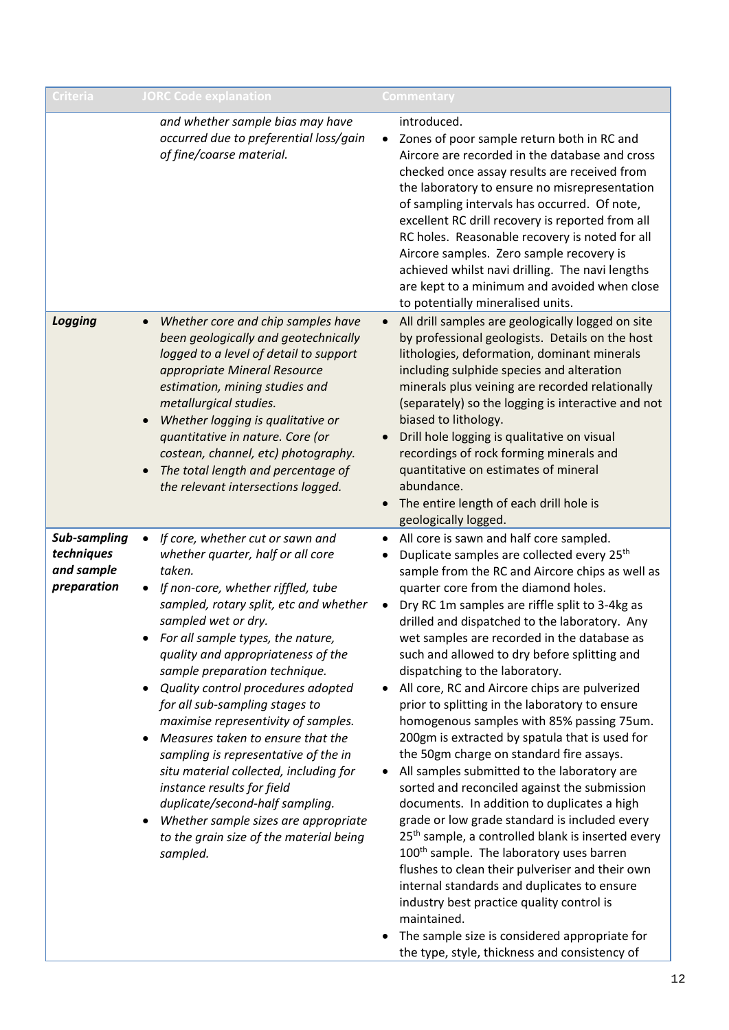| Criteria | JORC Code explanation | Commentary |
|---|---|---|
| | *and whether sample bias may have occurred due to preferential loss/gain of fine/coarse material.* | introduced.<br>• Zones of poor sample return both in RC and Aircore are recorded in the database and cross checked once assay results are received from the laboratory to ensure no misrepresentation of sampling intervals has occurred. Of note, excellent RC drill recovery is reported from all RC holes. Reasonable recovery is noted for all Aircore samples. Zero sample recovery is achieved whilst navi drilling. The navi lengths are kept to a minimum and avoided when close to potentially mineralised units. |
| ***Logging*** | • *Whether core and chip samples have been geologically and geotechnically logged to a level of detail to support appropriate Mineral Resource estimation, mining studies and metallurgical studies.*<br>• *Whether logging is qualitative or quantitative in nature. Core (or costean, channel, etc) photography.*<br>• *The total length and percentage of the relevant intersections logged.* | • All drill samples are geologically logged on site by professional geologists. Details on the host lithologies, deformation, dominant minerals including sulphide species and alteration minerals plus veining are recorded relationally (separately) so the logging is interactive and not biased to lithology.<br>• Drill hole logging is qualitative on visual recordings of rock forming minerals and quantitative on estimates of mineral abundance.<br>• The entire length of each drill hole is geologically logged. |
| ***Sub-sampling techniques and sample preparation*** | • *If core, whether cut or sawn and whether quarter, half or all core taken.*<br>• *If non-core, whether riffled, tube sampled, rotary split, etc and whether sampled wet or dry.*<br>• *For all sample types, the nature, quality and appropriateness of the sample preparation technique.*<br>• *Quality control procedures adopted for all sub-sampling stages to maximise representivity of samples.*<br>• *Measures taken to ensure that the sampling is representative of the in situ material collected, including for instance results for field duplicate/second-half sampling.*<br>• *Whether sample sizes are appropriate to the grain size of the material being sampled.* | • All core is sawn and half core sampled.<br>• Duplicate samples are collected every 25th sample from the RC and Aircore chips as well as quarter core from the diamond holes.<br>• Dry RC 1m samples are riffle split to 3-4kg as drilled and dispatched to the laboratory. Any wet samples are recorded in the database as such and allowed to dry before splitting and dispatching to the laboratory.<br>• All core, RC and Aircore chips are pulverized prior to splitting in the laboratory to ensure homogenous samples with 85% passing 75um. 200gm is extracted by spatula that is used for the 50gm charge on standard fire assays.<br>• All samples submitted to the laboratory are sorted and reconciled against the submission documents. In addition to duplicates a high grade or low grade standard is included every 25th sample, a controlled blank is inserted every 100th sample. The laboratory uses barren flushes to clean their pulveriser and their own internal standards and duplicates to ensure industry best practice quality control is maintained.<br>• The sample size is considered appropriate for the type, style, thickness and consistency of |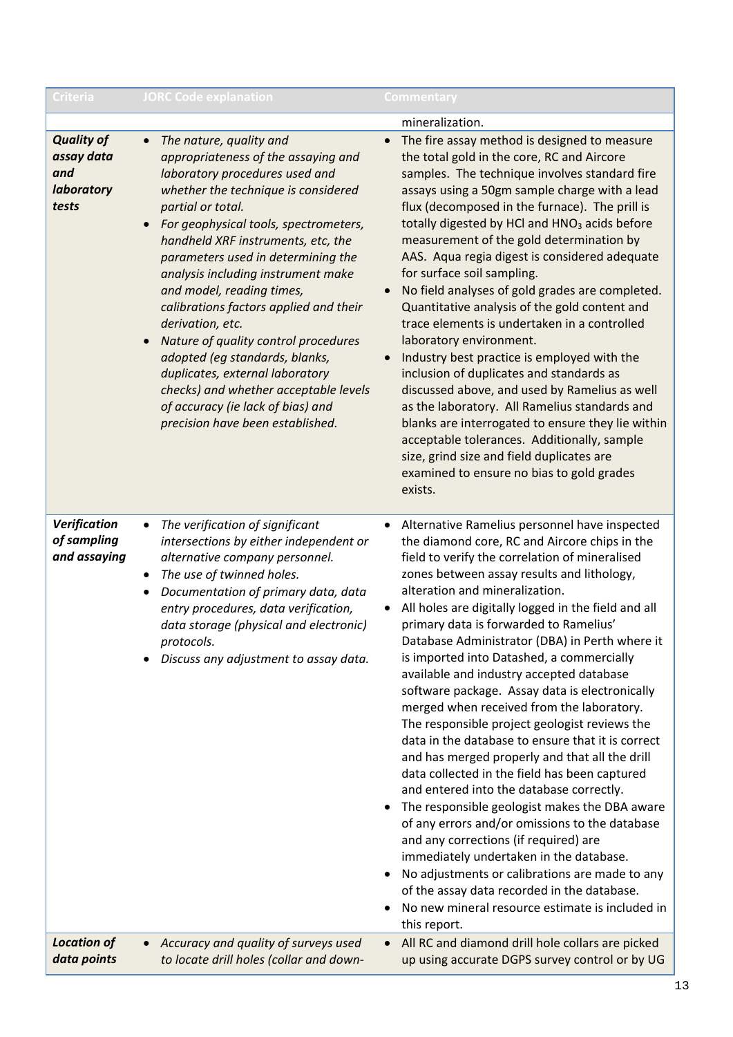| Criteria | JORC Code explanation | Commentary |
|---|---|---|
| | | mineralization. |
| ***Quality of assay data and laboratory tests*** | • *The nature, quality and appropriateness of the assaying and laboratory procedures used and whether the technique is considered partial or total.*<br>• *For geophysical tools, spectrometers, handheld XRF instruments, etc, the parameters used in determining the analysis including instrument make and model, reading times, calibrations factors applied and their derivation, etc.*<br>• *Nature of quality control procedures adopted (eg standards, blanks, duplicates, external laboratory checks) and whether acceptable levels of accuracy (ie lack of bias) and precision have been established.* | • The fire assay method is designed to measure the total gold in the core, RC and Aircore samples. The technique involves standard fire assays using a 50gm sample charge with a lead flux (decomposed in the furnace). The prill is totally digested by HCl and $HNO_3$ acids before measurement of the gold determination by AAS. Aqua regia digest is considered adequate for surface soil sampling.<br>• No field analyses of gold grades are completed. Quantitative analysis of the gold content and trace elements is undertaken in a controlled laboratory environment.<br>• Industry best practice is employed with the inclusion of duplicates and standards as discussed above, and used by Ramelius as well as the laboratory. All Ramelius standards and blanks are interrogated to ensure they lie within acceptable tolerances. Additionally, sample size, grind size and field duplicates are examined to ensure no bias to gold grades exists. |
| ***Verification of sampling and assaying*** | • *The verification of significant intersections by either independent or alternative company personnel.*<br>• *The use of twinned holes.*<br>• *Documentation of primary data, data entry procedures, data verification, data storage (physical and electronic) protocols.*<br>• *Discuss any adjustment to assay data.* | • Alternative Ramelius personnel have inspected the diamond core, RC and Aircore chips in the field to verify the correlation of mineralised zones between assay results and lithology, alteration and mineralization.<br>• All holes are digitally logged in the field and all primary data is forwarded to Ramelius' Database Administrator (DBA) in Perth where it is imported into Datashed, a commercially available and industry accepted database software package. Assay data is electronically merged when received from the laboratory. The responsible project geologist reviews the data in the database to ensure that it is correct and has merged properly and that all the drill data collected in the field has been captured and entered into the database correctly.<br>• The responsible geologist makes the DBA aware of any errors and/or omissions to the database and any corrections (if required) are immediately undertaken in the database.<br>• No adjustments or calibrations are made to any of the assay data recorded in the database.<br>• No new mineral resource estimate is included in this report. |
| ***Location of data points*** | • *Accuracy and quality of surveys used to locate drill holes (collar and down-* | • All RC and diamond drill hole collars are picked up using accurate DGPS survey control or by UG |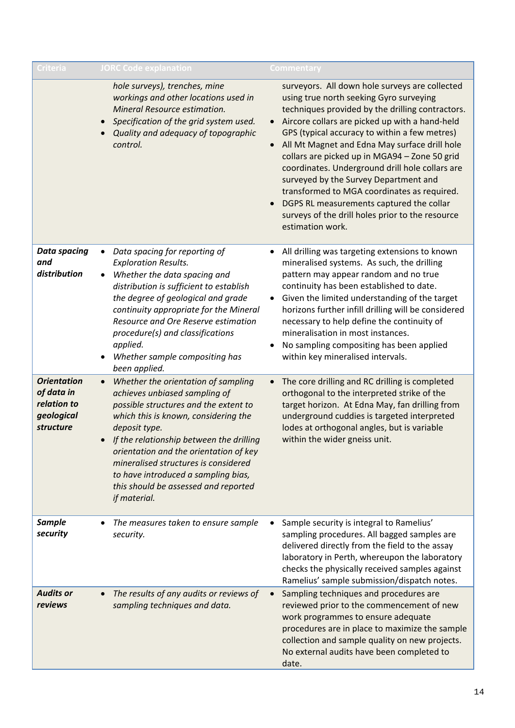| Criteria | JORC Code explanation | Commentary |
|---|---|---|
| | *hole surveys), trenches, mine workings and other locations used in Mineral Resource estimation.*<br>• *Specification of the grid system used.*<br>• *Quality and adequacy of topographic control.* | surveyors. All down hole surveys are collected using true north seeking Gyro surveying techniques provided by the drilling contractors.<br>• Aircore collars are picked up with a hand-held GPS (typical accuracy to within a few metres)<br>• All Mt Magnet and Edna May surface drill hole collars are picked up in MGA94 – Zone 50 grid coordinates. Underground drill hole collars are surveyed by the Survey Department and transformed to MGA coordinates as required.<br>• DGPS RL measurements captured the collar surveys of the drill holes prior to the resource estimation work. |
| ***Data spacing and distribution*** | • *Data spacing for reporting of Exploration Results.*<br>• *Whether the data spacing and distribution is sufficient to establish the degree of geological and grade continuity appropriate for the Mineral Resource and Ore Reserve estimation procedure(s) and classifications applied.*<br>• *Whether sample compositing has been applied.* | • All drilling was targeting extensions to known mineralised systems. As such, the drilling pattern may appear random and no true continuity has been established to date.<br>• Given the limited understanding of the target horizons further infill drilling will be considered necessary to help define the continuity of mineralisation in most instances.<br>• No sampling compositing has been applied within key mineralised intervals. |
| ***Orientation of data in relation to geological structure*** | • *Whether the orientation of sampling achieves unbiased sampling of possible structures and the extent to which this is known, considering the deposit type.*<br>• *If the relationship between the drilling orientation and the orientation of key mineralised structures is considered to have introduced a sampling bias, this should be assessed and reported if material.* | • The core drilling and RC drilling is completed orthogonal to the interpreted strike of the target horizon. At Edna May, fan drilling from underground cuddies is targeted interpreted lodes at orthogonal angles, but is variable within the wider gneiss unit. |
| ***Sample security*** | • *The measures taken to ensure sample security.* | • Sample security is integral to Ramelius' sampling procedures. All bagged samples are delivered directly from the field to the assay laboratory in Perth, whereupon the laboratory checks the physically received samples against Ramelius' sample submission/dispatch notes. |
| ***Audits or reviews*** | • *The results of any audits or reviews of sampling techniques and data.* | • Sampling techniques and procedures are reviewed prior to the commencement of new work programmes to ensure adequate procedures are in place to maximize the sample collection and sample quality on new projects. No external audits have been completed to date. |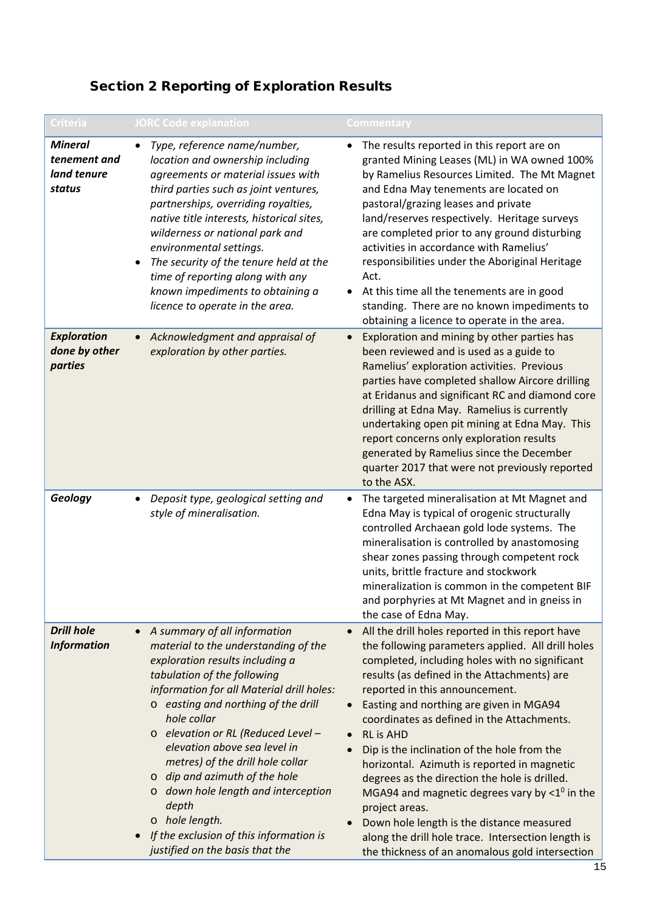## Section 2 Reporting of Exploration Results

| Criteria | JORC Code explanation | Commentary |
|---|---|---|
| ***Mineral tenement and land tenure status*** | • *Type, reference name/number, location and ownership including agreements or material issues with third parties such as joint ventures, partnerships, overriding royalties, native title interests, historical sites, wilderness or national park and environmental settings.*<br>• *The security of the tenure held at the time of reporting along with any known impediments to obtaining a licence to operate in the area.* | • The results reported in this report are on granted Mining Leases (ML) in WA owned 100% by Ramelius Resources Limited. The Mt Magnet and Edna May tenements are located on pastoral/grazing leases and private land/reserves respectively. Heritage surveys are completed prior to any ground disturbing activities in accordance with Ramelius' responsibilities under the Aboriginal Heritage Act.<br>• At this time all the tenements are in good standing. There are no known impediments to obtaining a licence to operate in the area. |
| ***Exploration done by other parties*** | • *Acknowledgment and appraisal of exploration by other parties.* | • Exploration and mining by other parties has been reviewed and is used as a guide to Ramelius' exploration activities. Previous parties have completed shallow Aircore drilling at Eridanus and significant RC and diamond core drilling at Edna May. Ramelius is currently undertaking open pit mining at Edna May. This report concerns only exploration results generated by Ramelius since the December quarter 2017 that were not previously reported to the ASX. |
| ***Geology*** | • *Deposit type, geological setting and style of mineralisation.* | • The targeted mineralisation at Mt Magnet and Edna May is typical of orogenic structurally controlled Archaean gold lode systems. The mineralisation is controlled by anastomosing shear zones passing through competent rock units, brittle fracture and stockwork mineralization is common in the competent BIF and porphyries at Mt Magnet and in gneiss in the case of Edna May. |
| ***Drill hole Information*** | • *A summary of all information material to the understanding of the exploration results including a tabulation of the following information for all Material drill holes:*<br>&nbsp;&nbsp;o *easting and northing of the drill hole collar*<br>&nbsp;&nbsp;o *elevation or RL (Reduced Level – elevation above sea level in metres) of the drill hole collar*<br>&nbsp;&nbsp;o *dip and azimuth of the hole*<br>&nbsp;&nbsp;o *down hole length and interception depth*<br>&nbsp;&nbsp;o *hole length.*<br>• *If the exclusion of this information is justified on the basis that the* | • All the drill holes reported in this report have the following parameters applied. All drill holes completed, including holes with no significant results (as defined in the Attachments) are reported in this announcement.<br>• Easting and northing are given in MGA94 coordinates as defined in the Attachments.<br>• RL is AHD<br>• Dip is the inclination of the hole from the horizontal. Azimuth is reported in magnetic degrees as the direction the hole is drilled. MGA94 and magnetic degrees vary by $<1^0$ in the project areas.<br>• Down hole length is the distance measured along the drill hole trace. Intersection length is the thickness of an anomalous gold intersection |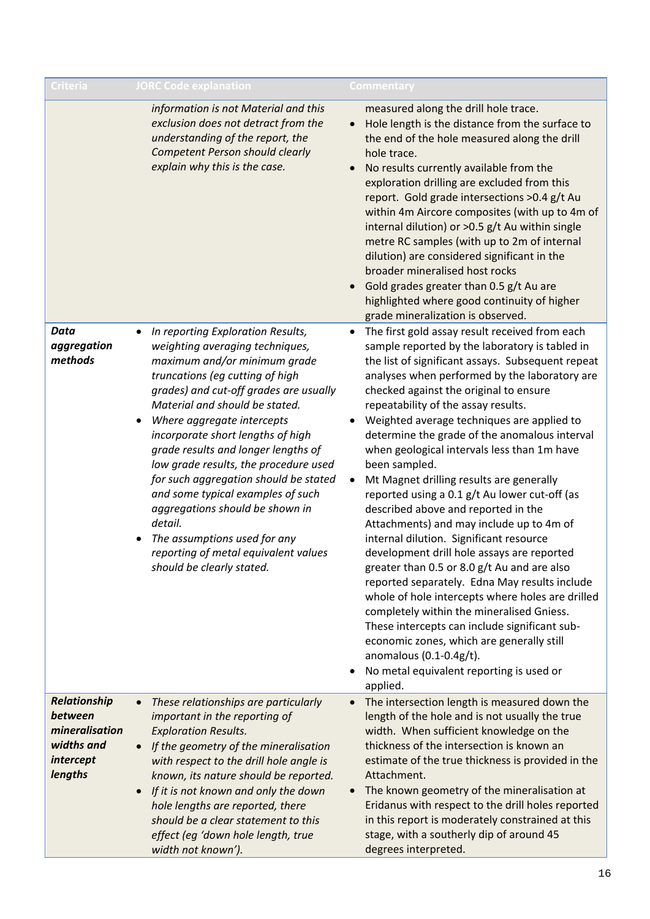| Criteria | JORC Code explanation | Commentary |
|---|---|---|
| | *information is not Material and this exclusion does not detract from the understanding of the report, the Competent Person should clearly explain why this is the case.* | measured along the drill hole trace.<br>• Hole length is the distance from the surface to the end of the hole measured along the drill hole trace.<br>• No results currently available from the exploration drilling are excluded from this report. Gold grade intersections >0.4 g/t Au within 4m Aircore composites (with up to 4m of internal dilution) or >0.5 g/t Au within single metre RC samples (with up to 2m of internal dilution) are considered significant in the broader mineralised host rocks<br>• Gold grades greater than 0.5 g/t Au are highlighted where good continuity of higher grade mineralization is observed. |
| ***Data aggregation methods*** | • *In reporting Exploration Results, weighting averaging techniques, maximum and/or minimum grade truncations (eg cutting of high grades) and cut-off grades are usually Material and should be stated.*<br>• *Where aggregate intercepts incorporate short lengths of high grade results and longer lengths of low grade results, the procedure used for such aggregation should be stated and some typical examples of such aggregations should be shown in detail.*<br>• *The assumptions used for any reporting of metal equivalent values should be clearly stated.* | • The first gold assay result received from each sample reported by the laboratory is tabled in the list of significant assays. Subsequent repeat analyses when performed by the laboratory are checked against the original to ensure repeatability of the assay results.<br>• Weighted average techniques are applied to determine the grade of the anomalous interval when geological intervals less than 1m have been sampled.<br>• Mt Magnet drilling results are generally reported using a 0.1 g/t Au lower cut-off (as described above and reported in the Attachments) and may include up to 4m of internal dilution. Significant resource development drill hole assays are reported greater than 0.5 or 8.0 g/t Au and are also reported separately. Edna May results include whole of hole intercepts where holes are drilled completely within the mineralised Gniess. These intercepts can include significant sub-economic zones, which are generally still anomalous (0.1-0.4g/t).<br>• No metal equivalent reporting is used or applied. |
| ***Relationship between mineralisation widths and intercept lengths*** | • *These relationships are particularly important in the reporting of Exploration Results.*<br>• *If the geometry of the mineralisation with respect to the drill hole angle is known, its nature should be reported.*<br>• *If it is not known and only the down hole lengths are reported, there should be a clear statement to this effect (eg 'down hole length, true width not known').* | • The intersection length is measured down the length of the hole and is not usually the true width. When sufficient knowledge on the thickness of the intersection is known an estimate of the true thickness is provided in the Attachment.<br>• The known geometry of the mineralisation at Eridanus with respect to the drill holes reported in this report is moderately constrained at this stage, with a southerly dip of around 45 degrees interpreted. |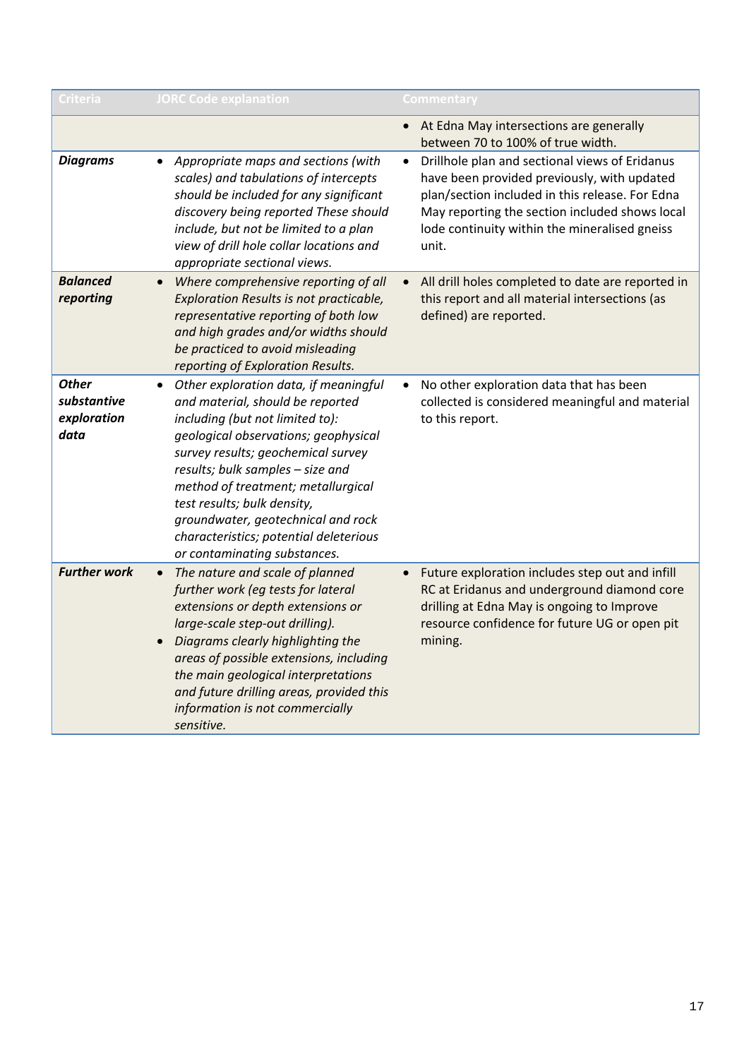| Criteria | JORC Code explanation | Commentary |
|---|---|---|
| | | • At Edna May intersections are generally between 70 to 100% of true width. |
| ***Diagrams*** | • *Appropriate maps and sections (with scales) and tabulations of intercepts should be included for any significant discovery being reported These should include, but not be limited to a plan view of drill hole collar locations and appropriate sectional views.* | • Drillhole plan and sectional views of Eridanus have been provided previously, with updated plan/section included in this release. For Edna May reporting the section included shows local lode continuity within the mineralised gneiss unit. |
| ***Balanced reporting*** | • *Where comprehensive reporting of all Exploration Results is not practicable, representative reporting of both low and high grades and/or widths should be practiced to avoid misleading reporting of Exploration Results.* | • All drill holes completed to date are reported in this report and all material intersections (as defined) are reported. |
| ***Other substantive exploration data*** | • *Other exploration data, if meaningful and material, should be reported including (but not limited to): geological observations; geophysical survey results; geochemical survey results; bulk samples – size and method of treatment; metallurgical test results; bulk density, groundwater, geotechnical and rock characteristics; potential deleterious or contaminating substances.* | • No other exploration data that has been collected is considered meaningful and material to this report. |
| ***Further work*** | • *The nature and scale of planned further work (eg tests for lateral extensions or depth extensions or large-scale step-out drilling).*<br>• *Diagrams clearly highlighting the areas of possible extensions, including the main geological interpretations and future drilling areas, provided this information is not commercially sensitive.* | • Future exploration includes step out and infill RC at Eridanus and underground diamond core drilling at Edna May is ongoing to Improve resource confidence for future UG or open pit mining. |